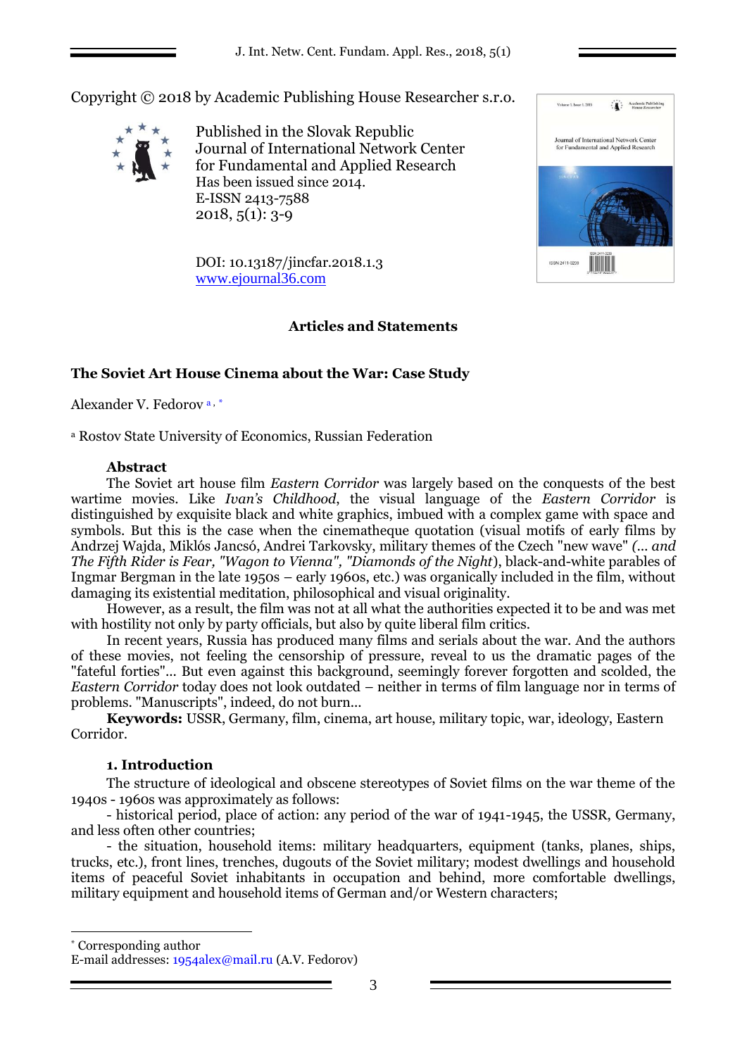Copyright © 2018 by Academic Publishing House Researcher s.r.o.

Published in the Slovak Republic
Journal of International Network Center for Fundamental and Applied Research
Has been issued since 2014.
E-ISSN 2413-7588
2018, 5(1): 3-9

DOI: 10.13187/jincfar.2018.1.3
www.ejournal36.com

## Articles and Statements

# The Soviet Art House Cinema about the War: Case Study

Alexander V. Fedorov [a, *]

[a] Rostov State University of Economics, Russian Federation

### Abstract

The Soviet art house film *Eastern Corridor* was largely based on the conquests of the best wartime movies. Like *Ivan's Childhood*, the visual language of the *Eastern Corridor* is distinguished by exquisite black and white graphics, imbued with a complex game with space and symbols. But this is the case when the cinematheque quotation (visual motifs of early films by Andrzej Wajda, Miklós Jancsó, Andrei Tarkovsky, military themes of the Czech "new wave" *(... and The Fifth Rider is Fear, "Wagon to Vienna", "Diamonds of the Night*), black-and-white parables of Ingmar Bergman in the late 1950s – early 1960s, etc.) was organically included in the film, without damaging its existential meditation, philosophical and visual originality.

However, as a result, the film was not at all what the authorities expected it to be and was met with hostility not only by party officials, but also by quite liberal film critics.

In recent years, Russia has produced many films and serials about the war. And the authors of these movies, not feeling the censorship of pressure, reveal to us the dramatic pages of the "fateful forties"... But even against this background, seemingly forever forgotten and scolded, the *Eastern Corridor* today does not look outdated – neither in terms of film language nor in terms of problems. "Manuscripts", indeed, do not burn...

**Keywords:** USSR, Germany, film, cinema, art house, military topic, war, ideology, Eastern Corridor.

### 1. Introduction

The structure of ideological and obscene stereotypes of Soviet films on the war theme of the 1940s - 1960s was approximately as follows:

- historical period, place of action: any period of the war of 1941-1945, the USSR, Germany, and less often other countries;

- the situation, household items: military headquarters, equipment (tanks, planes, ships, trucks, etc.), front lines, trenches, dugouts of the Soviet military; modest dwellings and household items of peaceful Soviet inhabitants in occupation and behind, more comfortable dwellings, military equipment and household items of German and/or Western characters;

---

[*] Corresponding author
E-mail addresses: 1954alex@mail.ru (A.V. Fedorov)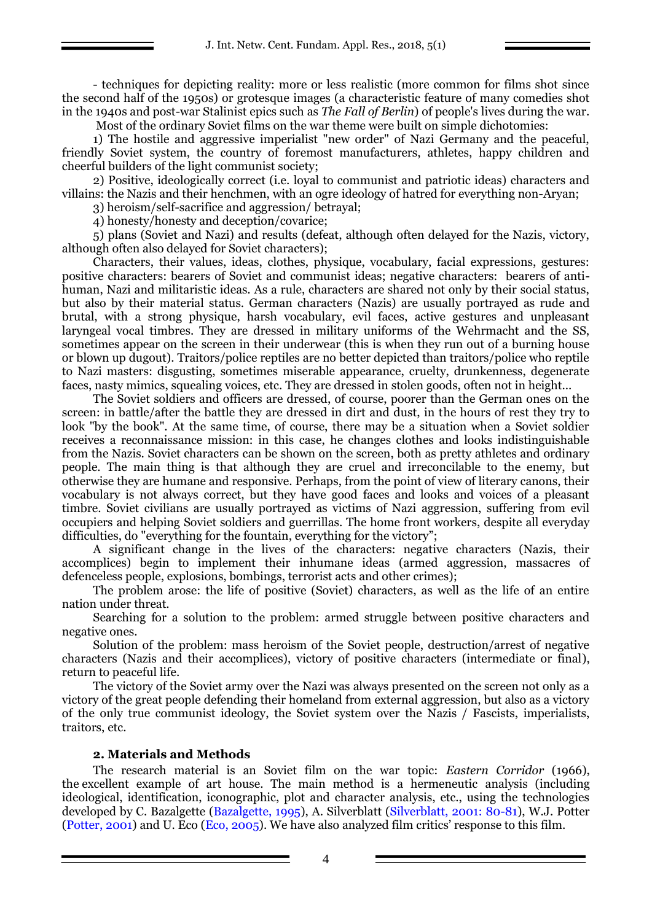- techniques for depicting reality: more or less realistic (more common for films shot since the second half of the 1950s) or grotesque images (a characteristic feature of many comedies shot in the 1940s and post-war Stalinist epics such as *The Fall of Berlin*) of people's lives during the war.

Most of the ordinary Soviet films on the war theme were built on simple dichotomies:

1) The hostile and aggressive imperialist "new order" of Nazi Germany and the peaceful, friendly Soviet system, the country of foremost manufacturers, athletes, happy children and cheerful builders of the light communist society;

2) Positive, ideologically correct (i.e. loyal to communist and patriotic ideas) characters and villains: the Nazis and their henchmen, with an ogre ideology of hatred for everything non-Aryan;

3) heroism/self-sacrifice and aggression/ betrayal;

4) honesty/honesty and deception/covarice;

5) plans (Soviet and Nazi) and results (defeat, although often delayed for the Nazis, victory, although often also delayed for Soviet characters);

Characters, their values, ideas, clothes, physique, vocabulary, facial expressions, gestures: positive characters: bearers of Soviet and communist ideas; negative characters: bearers of anti-human, Nazi and militaristic ideas. As a rule, characters are shared not only by their social status, but also by their material status. German characters (Nazis) are usually portrayed as rude and brutal, with a strong physique, harsh vocabulary, evil faces, active gestures and unpleasant laryngeal vocal timbres. They are dressed in military uniforms of the Wehrmacht and the SS, sometimes appear on the screen in their underwear (this is when they run out of a burning house or blown up dugout). Traitors/police reptiles are no better depicted than traitors/police who reptile to Nazi masters: disgusting, sometimes miserable appearance, cruelty, drunkenness, degenerate faces, nasty mimics, squealing voices, etc. They are dressed in stolen goods, often not in height...

The Soviet soldiers and officers are dressed, of course, poorer than the German ones on the screen: in battle/after the battle they are dressed in dirt and dust, in the hours of rest they try to look "by the book". At the same time, of course, there may be a situation when a Soviet soldier receives a reconnaissance mission: in this case, he changes clothes and looks indistinguishable from the Nazis. Soviet characters can be shown on the screen, both as pretty athletes and ordinary people. The main thing is that although they are cruel and irreconcilable to the enemy, but otherwise they are humane and responsive. Perhaps, from the point of view of literary canons, their vocabulary is not always correct, but they have good faces and looks and voices of a pleasant timbre. Soviet civilians are usually portrayed as victims of Nazi aggression, suffering from evil occupiers and helping Soviet soldiers and guerrillas. The home front workers, despite all everyday difficulties, do "everything for the fountain, everything for the victory";

A significant change in the lives of the characters: negative characters (Nazis, their accomplices) begin to implement their inhumane ideas (armed aggression, massacres of defenceless people, explosions, bombings, terrorist acts and other crimes);

The problem arose: the life of positive (Soviet) characters, as well as the life of an entire nation under threat.

Searching for a solution to the problem: armed struggle between positive characters and negative ones.

Solution of the problem: mass heroism of the Soviet people, destruction/arrest of negative characters (Nazis and their accomplices), victory of positive characters (intermediate or final), return to peaceful life.

The victory of the Soviet army over the Nazi was always presented on the screen not only as a victory of the great people defending their homeland from external aggression, but also as a victory of the only true communist ideology, the Soviet system over the Nazis / Fascists, imperialists, traitors, etc.

## 2. Materials and Methods

The research material is an Soviet film on the war topic: *Eastern Corridor* (1966), the excellent example of art house. The main method is a hermeneutic analysis (including ideological, identification, iconographic, plot and character analysis, etc., using the technologies developed by C. Bazalgette (Bazalgette, 1995), A. Silverblatt (Silverblatt, 2001: 80-81), W.J. Potter (Potter, 2001) and U. Eco (Eco, 2005). We have also analyzed film critics' response to this film.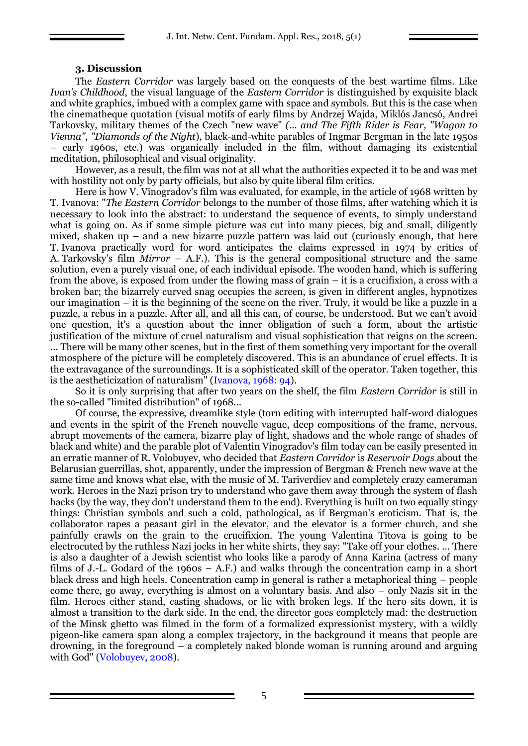### 3. Discussion

The *Eastern Corridor* was largely based on the conquests of the best wartime films. Like *Ivan's Childhood*, the visual language of the *Eastern Corridor* is distinguished by exquisite black and white graphics, imbued with a complex game with space and symbols. But this is the case when the cinematheque quotation (visual motifs of early films by Andrzej Wajda, Miklós Jancsó, Andrei Tarkovsky, military themes of the Czech "new wave" *(... and The Fifth Rider is Fear, "Wagon to Vienna", "Diamonds of the Night*), black-and-white parables of Ingmar Bergman in the late 1950s – early 1960s, etc.) was organically included in the film, without damaging its existential meditation, philosophical and visual originality.

However, as a result, the film was not at all what the authorities expected it to be and was met with hostility not only by party officials, but also by quite liberal film critics.

Here is how V. Vinogradov's film was evaluated, for example, in the article of 1968 written by T. Ivanova: "*The Eastern Corridor* belongs to the number of those films, after watching which it is necessary to look into the abstract: to understand the sequence of events, to simply understand what is going on. As if some simple picture was cut into many pieces, big and small, diligently mixed, shaken up – and a new bizarre puzzle pattern was laid out (curiously enough, that here T. Ivanova practically word for word anticipates the claims expressed in 1974 by critics of A. Tarkovsky's film *Mirror* – A.F.). This is the general compositional structure and the same solution, even a purely visual one, of each individual episode. The wooden hand, which is suffering from the above, is exposed from under the flowing mass of grain – it is a crucifixion, a cross with a broken bar; the bizarrely curved snag occupies the screen, is given in different angles, hypnotizes our imagination – it is the beginning of the scene on the river. Truly, it would be like a puzzle in a puzzle, a rebus in a puzzle. After all, and all this can, of course, be understood. But we can't avoid one question, it's a question about the inner obligation of such a form, about the artistic justification of the mixture of cruel naturalism and visual sophistication that reigns on the screen. ... There will be many other scenes, but in the first of them something very important for the overall atmosphere of the picture will be completely discovered. This is an abundance of cruel effects. It is the extravagance of the surroundings. It is a sophisticated skill of the operator. Taken together, this is the aestheticization of naturalism" (Ivanova, 1968: 94).

So it is only surprising that after two years on the shelf, the film *Eastern Corridor* is still in the so-called "limited distribution" of 1968...

Of course, the expressive, dreamlike style (torn editing with interrupted half-word dialogues and events in the spirit of the French nouvelle vague, deep compositions of the frame, nervous, abrupt movements of the camera, bizarre play of light, shadows and the whole range of shades of black and white) and the parable plot of Valentin Vinogradov's film today can be easily presented in an erratic manner of R. Volobuyev, who decided that *Eastern Corridor* is *Reservoir Dogs* about the Belarusian guerrillas, shot, apparently, under the impression of Bergman & French new wave at the same time and knows what else, with the music of M. Tariverdiev and completely crazy cameraman work. Heroes in the Nazi prison try to understand who gave them away through the system of flash backs (by the way, they don't understand them to the end). Everything is built on two equally stingy things: Christian symbols and such a cold, pathological, as if Bergman's eroticism. That is, the collaborator rapes a peasant girl in the elevator, and the elevator is a former church, and she painfully crawls on the grain to the crucifixion. The young Valentina Titova is going to be electrocuted by the ruthless Nazi jocks in her white shirts, they say: "Take off your clothes. ... There is also a daughter of a Jewish scientist who looks like a parody of Anna Karina (actress of many films of J.-L. Godard of the 1960s – A.F.) and walks through the concentration camp in a short black dress and high heels. Concentration camp in general is rather a metaphorical thing – people come there, go away, everything is almost on a voluntary basis. And also – only Nazis sit in the film. Heroes either stand, casting shadows, or lie with broken legs. If the hero sits down, it is almost a transition to the dark side. In the end, the director goes completely mad: the destruction of the Minsk ghetto was filmed in the form of a formalized expressionist mystery, with a wildly pigeon-like camera span along a complex trajectory, in the background it means that people are drowning, in the foreground – a completely naked blonde woman is running around and arguing with God" (Volobuyev, 2008).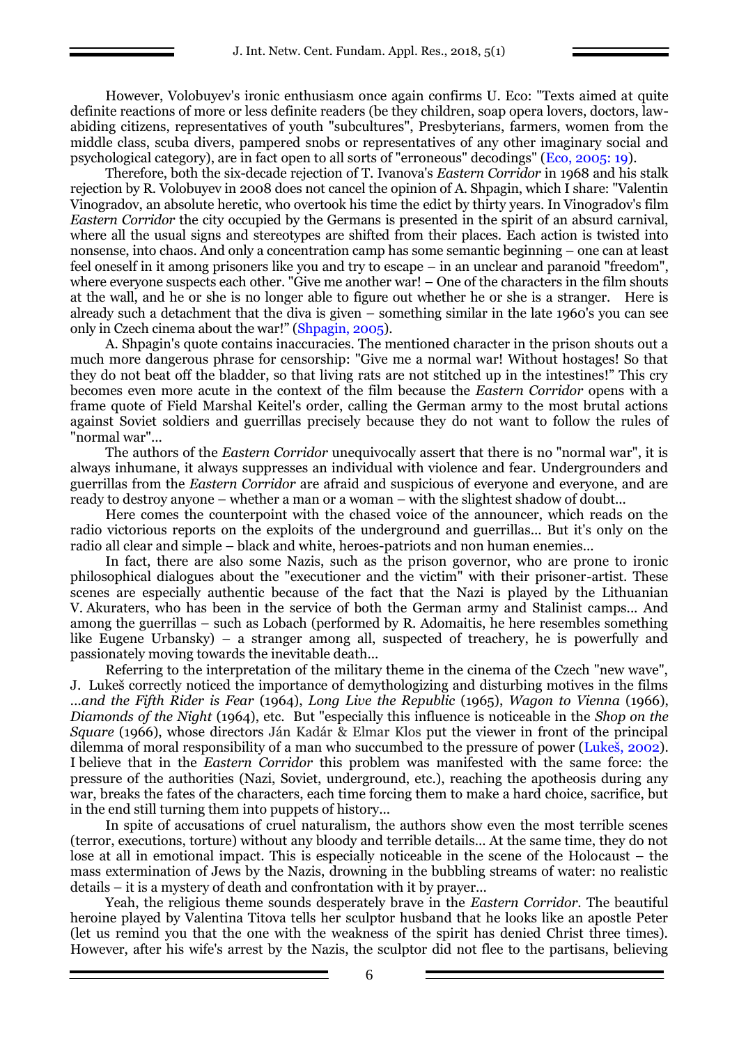However, Volobuyev's ironic enthusiasm once again confirms U. Eco: "Texts aimed at quite definite reactions of more or less definite readers (be they children, soap opera lovers, doctors, law-abiding citizens, representatives of youth "subcultures", Presbyterians, farmers, women from the middle class, scuba divers, pampered snobs or representatives of any other imaginary social and psychological category), are in fact open to all sorts of "erroneous" decodings" (Eco, 2005: 19).

Therefore, both the six-decade rejection of T. Ivanova's *Eastern Corridor* in 1968 and his stalk rejection by R. Volobuyev in 2008 does not cancel the opinion of A. Shpagin, which I share: "Valentin Vinogradov, an absolute heretic, who overtook his time the edict by thirty years. In Vinogradov's film *Eastern Corridor* the city occupied by the Germans is presented in the spirit of an absurd carnival, where all the usual signs and stereotypes are shifted from their places. Each action is twisted into nonsense, into chaos. And only a concentration camp has some semantic beginning – one can at least feel oneself in it among prisoners like you and try to escape – in an unclear and paranoid "freedom", where everyone suspects each other. "Give me another war! – One of the characters in the film shouts at the wall, and he or she is no longer able to figure out whether he or she is a stranger. Here is already such a detachment that the diva is given – something similar in the late 1960's you can see only in Czech cinema about the war!" (Shpagin, 2005).

A. Shpagin's quote contains inaccuracies. The mentioned character in the prison shouts out a much more dangerous phrase for censorship: "Give me a normal war! Without hostages! So that they do not beat off the bladder, so that living rats are not stitched up in the intestines!" This cry becomes even more acute in the context of the film because the *Eastern Corridor* opens with a frame quote of Field Marshal Keitel's order, calling the German army to the most brutal actions against Soviet soldiers and guerrillas precisely because they do not want to follow the rules of "normal war"...

The authors of the *Eastern Corridor* unequivocally assert that there is no "normal war", it is always inhumane, it always suppresses an individual with violence and fear. Undergrounders and guerrillas from the *Eastern Corridor* are afraid and suspicious of everyone and everyone, and are ready to destroy anyone – whether a man or a woman – with the slightest shadow of doubt...

Here comes the counterpoint with the chased voice of the announcer, which reads on the radio victorious reports on the exploits of the underground and guerrillas... But it's only on the radio all clear and simple – black and white, heroes-patriots and non human enemies...

In fact, there are also some Nazis, such as the prison governor, who are prone to ironic philosophical dialogues about the "executioner and the victim" with their prisoner-artist. These scenes are especially authentic because of the fact that the Nazi is played by the Lithuanian V. Akuraters, who has been in the service of both the German army and Stalinist camps... And among the guerrillas – such as Lobach (performed by R. Adomaitis, he here resembles something like Eugene Urbansky) – a stranger among all, suspected of treachery, he is powerfully and passionately moving towards the inevitable death...

Referring to the interpretation of the military theme in the cinema of the Czech "new wave", J. Lukeš correctly noticed the importance of demythologizing and disturbing motives in the films *...and the Fifth Rider is Fear* (1964), *Long Live the Republic* (1965), *Wagon to Vienna* (1966), *Diamonds of the Night* (1964), etc. But "especially this influence is noticeable in the *Shop on the Square* (1966), whose directors Ján Kadár & Elmar Klos put the viewer in front of the principal dilemma of moral responsibility of a man who succumbed to the pressure of power (Lukeš, 2002). I believe that in the *Eastern Corridor* this problem was manifested with the same force: the pressure of the authorities (Nazi, Soviet, underground, etc.), reaching the apotheosis during any war, breaks the fates of the characters, each time forcing them to make a hard choice, sacrifice, but in the end still turning them into puppets of history...

In spite of accusations of cruel naturalism, the authors show even the most terrible scenes (terror, executions, torture) without any bloody and terrible details... At the same time, they do not lose at all in emotional impact. This is especially noticeable in the scene of the Holocaust – the mass extermination of Jews by the Nazis, drowning in the bubbling streams of water: no realistic details – it is a mystery of death and confrontation with it by prayer...

Yeah, the religious theme sounds desperately brave in the *Eastern Corridor*. The beautiful heroine played by Valentina Titova tells her sculptor husband that he looks like an apostle Peter (let us remind you that the one with the weakness of the spirit has denied Christ three times). However, after his wife's arrest by the Nazis, the sculptor did not flee to the partisans, believing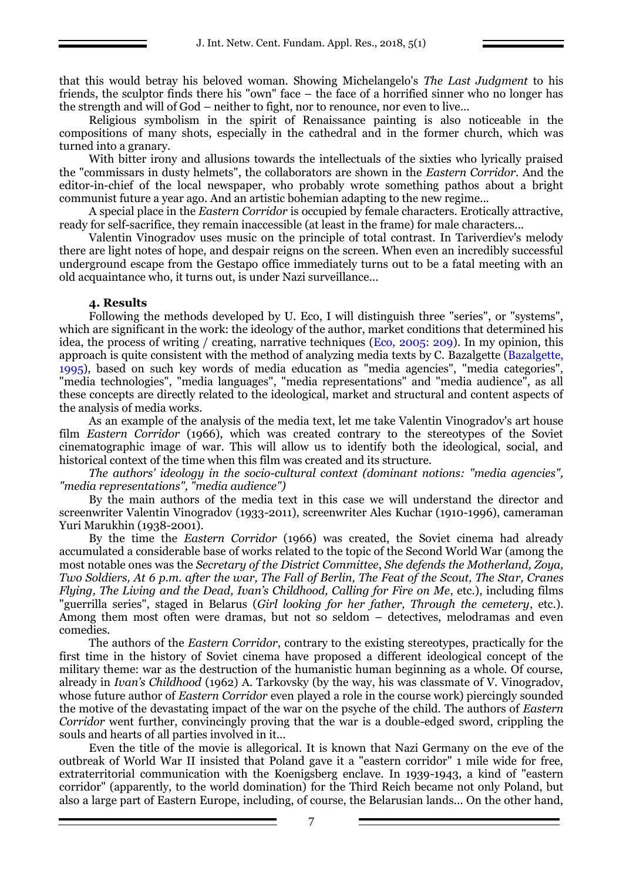that this would betray his beloved woman. Showing Michelangelo's *The Last Judgment* to his friends, the sculptor finds there his "own" face – the face of a horrified sinner who no longer has the strength and will of God – neither to fight, nor to renounce, nor even to live...

Religious symbolism in the spirit of Renaissance painting is also noticeable in the compositions of many shots, especially in the cathedral and in the former church, which was turned into a granary.

With bitter irony and allusions towards the intellectuals of the sixties who lyrically praised the "commissars in dusty helmets", the collaborators are shown in the *Eastern Corridor*. And the editor-in-chief of the local newspaper, who probably wrote something pathos about a bright communist future a year ago. And an artistic bohemian adapting to the new regime...

A special place in the *Eastern Corridor* is occupied by female characters. Erotically attractive, ready for self-sacrifice, they remain inaccessible (at least in the frame) for male characters...

Valentin Vinogradov uses music on the principle of total contrast. In Tariverdiev's melody there are light notes of hope, and despair reigns on the screen. When even an incredibly successful underground escape from the Gestapo office immediately turns out to be a fatal meeting with an old acquaintance who, it turns out, is under Nazi surveillance...

### 4. Results

Following the methods developed by U. Eco, I will distinguish three "series", or "systems", which are significant in the work: the ideology of the author, market conditions that determined his idea, the process of writing / creating, narrative techniques (Eco, 2005: 209). In my opinion, this approach is quite consistent with the method of analyzing media texts by C. Bazalgette (Bazalgette, 1995), based on such key words of media education as "media agencies", "media categories", "media technologies", "media languages", "media representations" and "media audience", as all these concepts are directly related to the ideological, market and structural and content aspects of the analysis of media works.

As an example of the analysis of the media text, let me take Valentin Vinogradov's art house film *Eastern Corridor* (1966), which was created contrary to the stereotypes of the Soviet cinematographic image of war. This will allow us to identify both the ideological, social, and historical context of the time when this film was created and its structure.

*The authors' ideology in the socio-cultural context (dominant notions: "media agencies", "media representations", "media audience")*

By the main authors of the media text in this case we will understand the director and screenwriter Valentin Vinogradov (1933-2011), screenwriter Ales Kuchar (1910-1996), cameraman Yuri Marukhin (1938-2001).

By the time the *Eastern Corridor* (1966) was created, the Soviet cinema had already accumulated a considerable base of works related to the topic of the Second World War (among the most notable ones was the *Secretary of the District Committee*, *She defends the Motherland, Zoya, Two Soldiers, At 6 p.m. after the war, The Fall of Berlin, The Feat of the Scout, The Star, Cranes Flying, The Living and the Dead, Ivan's Childhood, Calling for Fire on Me*, etc.), including films "guerrilla series", staged in Belarus (*Girl looking for her father, Through the cemetery*, etc.). Among them most often were dramas, but not so seldom – detectives, melodramas and even comedies.

The authors of the *Eastern Corridor*, contrary to the existing stereotypes, practically for the first time in the history of Soviet cinema have proposed a different ideological concept of the military theme: war as the destruction of the humanistic human beginning as a whole. Of course, already in *Ivan's Childhood* (1962) A. Tarkovsky (by the way, his was classmate of V. Vinogradov, whose future author of *Eastern Corridor* even played a role in the course work) piercingly sounded the motive of the devastating impact of the war on the psyche of the child. The authors of *Eastern Corridor* went further, convincingly proving that the war is a double-edged sword, crippling the souls and hearts of all parties involved in it...

Even the title of the movie is allegorical. It is known that Nazi Germany on the eve of the outbreak of World War II insisted that Poland gave it a "eastern corridor" 1 mile wide for free, extraterritorial communication with the Koenigsberg enclave. In 1939-1943, a kind of "eastern corridor" (apparently, to the world domination) for the Third Reich became not only Poland, but also a large part of Eastern Europe, including, of course, the Belarusian lands... On the other hand,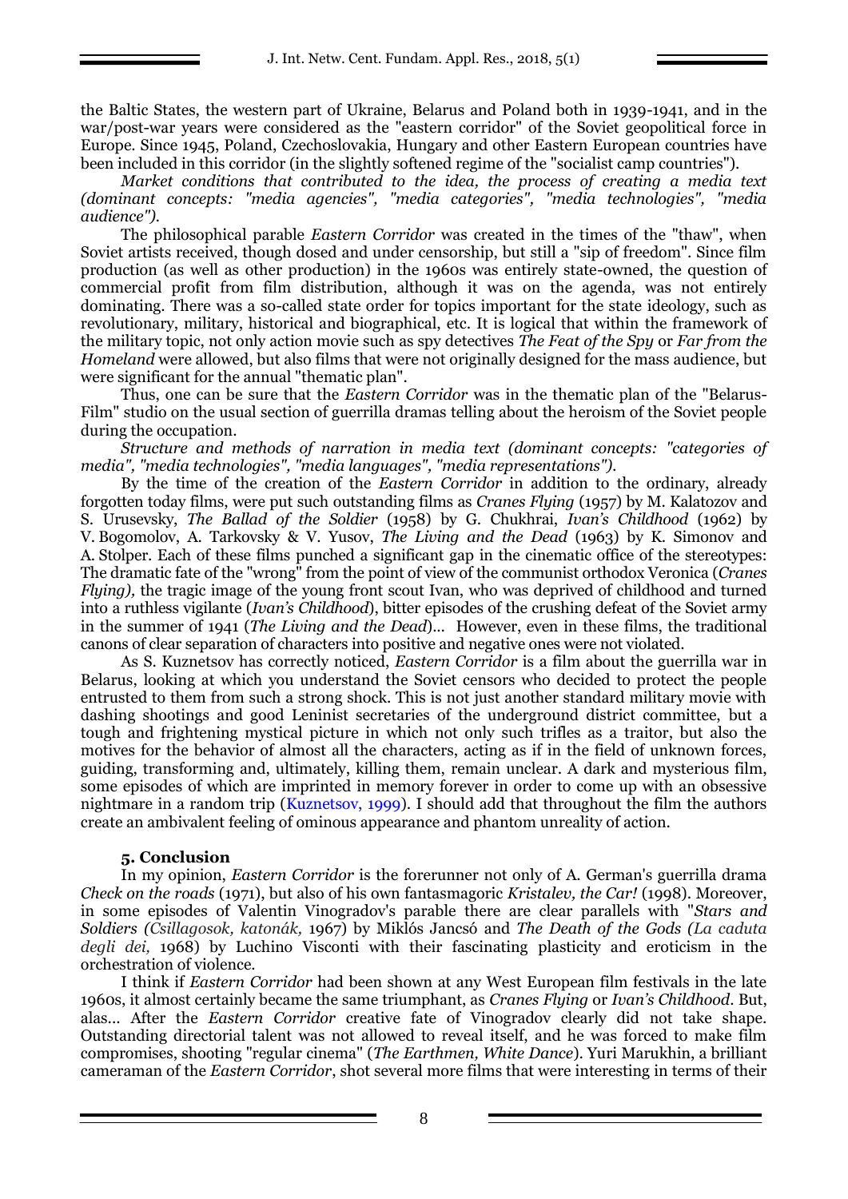the Baltic States, the western part of Ukraine, Belarus and Poland both in 1939-1941, and in the war/post-war years were considered as the "eastern corridor" of the Soviet geopolitical force in Europe. Since 1945, Poland, Czechoslovakia, Hungary and other Eastern European countries have been included in this corridor (in the slightly softened regime of the "socialist camp countries").

*Market conditions that contributed to the idea, the process of creating a media text (dominant concepts: "media agencies", "media categories", "media technologies", "media audience").*

The philosophical parable *Eastern Corridor* was created in the times of the "thaw", when Soviet artists received, though dosed and under censorship, but still a "sip of freedom". Since film production (as well as other production) in the 1960s was entirely state-owned, the question of commercial profit from film distribution, although it was on the agenda, was not entirely dominating. There was a so-called state order for topics important for the state ideology, such as revolutionary, military, historical and biographical, etc. It is logical that within the framework of the military topic, not only action movie such as spy detectives *The Feat of the Spy* or *Far from the Homeland* were allowed, but also films that were not originally designed for the mass audience, but were significant for the annual "thematic plan".

Thus, one can be sure that the *Eastern Corridor* was in the thematic plan of the "Belarus-Film" studio on the usual section of guerrilla dramas telling about the heroism of the Soviet people during the occupation.

*Structure and methods of narration in media text (dominant concepts: "categories of media", "media technologies", "media languages", "media representations").*

By the time of the creation of the *Eastern Corridor* in addition to the ordinary, already forgotten today films, were put such outstanding films as *Cranes Flying* (1957) by M. Kalatozov and S. Urusevsky, *The Ballad of the Soldier* (1958) by G. Chukhrai, *Ivan's Childhood* (1962) by V. Bogomolov, A. Tarkovsky & V. Yusov, *The Living and the Dead* (1963) by K. Simonov and A. Stolper. Each of these films punched a significant gap in the cinematic office of the stereotypes: The dramatic fate of the "wrong" from the point of view of the communist orthodox Veronica (*Cranes Flying),* the tragic image of the young front scout Ivan, who was deprived of childhood and turned into a ruthless vigilante (*Ivan's Childhood*), bitter episodes of the crushing defeat of the Soviet army in the summer of 1941 (*The Living and the Dead*)... However, even in these films, the traditional canons of clear separation of characters into positive and negative ones were not violated.

As S. Kuznetsov has correctly noticed, *Eastern Corridor* is a film about the guerrilla war in Belarus, looking at which you understand the Soviet censors who decided to protect the people entrusted to them from such a strong shock. This is not just another standard military movie with dashing shootings and good Leninist secretaries of the underground district committee, but a tough and frightening mystical picture in which not only such trifles as a traitor, but also the motives for the behavior of almost all the characters, acting as if in the field of unknown forces, guiding, transforming and, ultimately, killing them, remain unclear. A dark and mysterious film, some episodes of which are imprinted in memory forever in order to come up with an obsessive nightmare in a random trip (Kuznetsov, 1999). I should add that throughout the film the authors create an ambivalent feeling of ominous appearance and phantom unreality of action.

## 5. Conclusion

In my opinion, *Eastern Corridor* is the forerunner not only of A. German's guerrilla drama *Check on the roads* (1971), but also of his own fantasmagoric *Kristalev, the Car!* (1998). Moreover, in some episodes of Valentin Vinogradov's parable there are clear parallels with "*Stars and Soldiers (Csillagosok, katonák,* 1967) by Miklós Jancsó and *The Death of the Gods (La caduta degli dei,* 1968) by Luchino Visconti with their fascinating plasticity and eroticism in the orchestration of violence.

I think if *Eastern Corridor* had been shown at any West European film festivals in the late 1960s, it almost certainly became the same triumphant, as *Cranes Flying* or *Ivan's Childhood*. But, alas... After the *Eastern Corridor* creative fate of Vinogradov clearly did not take shape. Outstanding directorial talent was not allowed to reveal itself, and he was forced to make film compromises, shooting "regular cinema" (*The Earthmen, White Dance*). Yuri Marukhin, a brilliant cameraman of the *Eastern Corridor*, shot several more films that were interesting in terms of their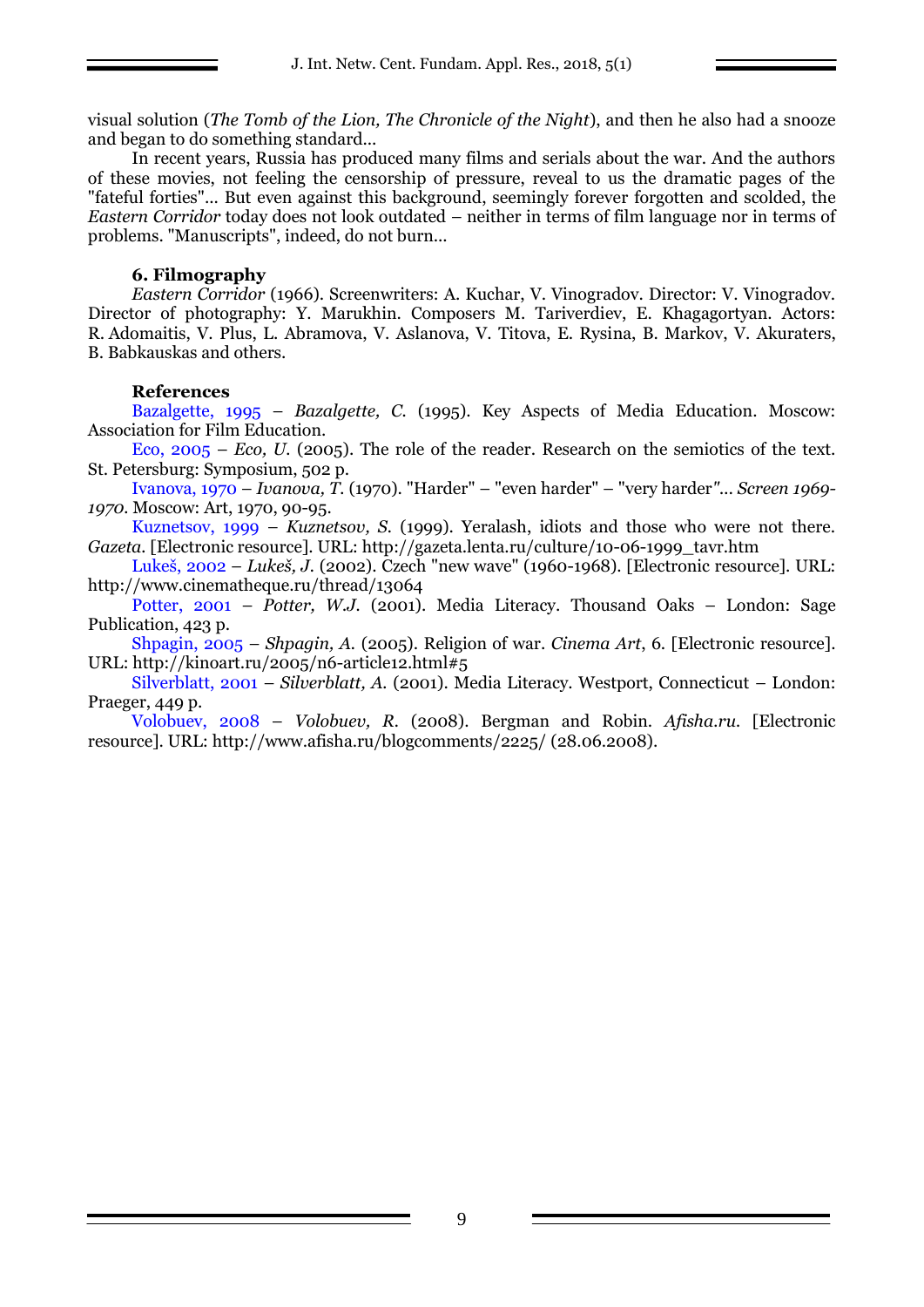visual solution (*The Tomb of the Lion, The Chronicle of the Night*), and then he also had a snooze and began to do something standard...

In recent years, Russia has produced many films and serials about the war. And the authors of these movies, not feeling the censorship of pressure, reveal to us the dramatic pages of the "fateful forties"... But even against this background, seemingly forever forgotten and scolded, the *Eastern Corridor* today does not look outdated – neither in terms of film language nor in terms of problems. "Manuscripts", indeed, do not burn...

## 6. Filmography

*Eastern Corridor* (1966). Screenwriters: A. Kuchar, V. Vinogradov. Director: V. Vinogradov. Director of photography: Y. Marukhin. Composers M. Tariverdiev, E. Khagagortyan. Actors: R. Adomaitis, V. Plus, L. Abramova, V. Aslanova, V. Titova, E. Rysina, B. Markov, V. Akuraters, B. Babkauskas and others.

## References

Bazalgette, 1995 – *Bazalgette, C.* (1995). Key Aspects of Media Education. Moscow: Association for Film Education.

Eco, 2005 – *Eco, U.* (2005). The role of the reader. Research on the semiotics of the text. St. Petersburg: Symposium, 502 p.

Ivanova, 1970 – *Ivanova, T.* (1970). "Harder" – "even harder" – "very harder"... *Screen 1969-1970*. Moscow: Art, 1970, 90-95.

Kuznetsov, 1999 – *Kuznetsov, S.* (1999). Yeralash, idiots and those who were not there. *Gazeta*. [Electronic resource]. URL: http://gazeta.lenta.ru/culture/10-06-1999_tavr.htm

Lukeš, 2002 – *Lukeš, J.* (2002). Czech "new wave" (1960-1968). [Electronic resource]. URL: http://www.cinematheque.ru/thread/13064

Potter, 2001 – *Potter, W.J.* (2001). Media Literacy. Thousand Oaks – London: Sage Publication, 423 p.

Shpagin, 2005 – *Shpagin, A.* (2005). Religion of war. *Cinema Art*, 6. [Electronic resource]. URL: http://kinoart.ru/2005/n6-article12.html#5

Silverblatt, 2001 – *Silverblatt, A.* (2001). Media Literacy. Westport, Connecticut – London: Praeger, 449 p.

Volobuev, 2008 – *Volobuev, R.* (2008). Bergman and Robin. *Afisha.ru*. [Electronic resource]. URL: http://www.afisha.ru/blogcomments/2225/ (28.06.2008).